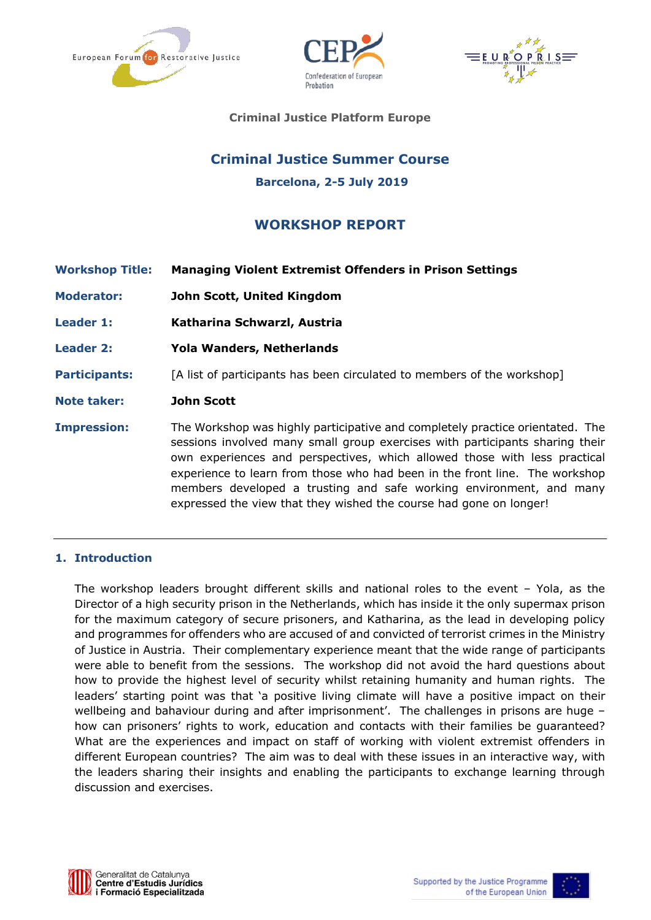**Criminal Justice Platform Europe**

# Criminal Justice Summer Course

**Barcelona, 2-5 July 2019**

## WORKSHOP REPORT

| | |
|---|---|
| **Workshop Title:** | **Managing Violent Extremist Offenders in Prison Settings** |
| **Moderator:** | **John Scott, United Kingdom** |
| **Leader 1:** | **Katharina Schwarzl, Austria** |
| **Leader 2:** | **Yola Wanders, Netherlands** |
| **Participants:** | [A list of participants has been circulated to members of the workshop] |
| **Note taker:** | **John Scott** |
| **Impression:** | The Workshop was highly participative and completely practice orientated. The sessions involved many small group exercises with participants sharing their own experiences and perspectives, which allowed those with less practical experience to learn from those who had been in the front line. The workshop members developed a trusting and safe working environment, and many expressed the view that they wished the course had gone on longer! |

---

## 1. Introduction

The workshop leaders brought different skills and national roles to the event – Yola, as the Director of a high security prison in the Netherlands, which has inside it the only supermax prison for the maximum category of secure prisoners, and Katharina, as the lead in developing policy and programmes for offenders who are accused of and convicted of terrorist crimes in the Ministry of Justice in Austria. Their complementary experience meant that the wide range of participants were able to benefit from the sessions. The workshop did not avoid the hard questions about how to provide the highest level of security whilst retaining humanity and human rights. The leaders' starting point was that 'a positive living climate will have a positive impact on their wellbeing and bahaviour during and after imprisonment'. The challenges in prisons are huge – how can prisoners' rights to work, education and contacts with their families be guaranteed? What are the experiences and impact on staff of working with violent extremist offenders in different European countries? The aim was to deal with these issues in an interactive way, with the leaders sharing their insights and enabling the participants to exchange learning through discussion and exercises.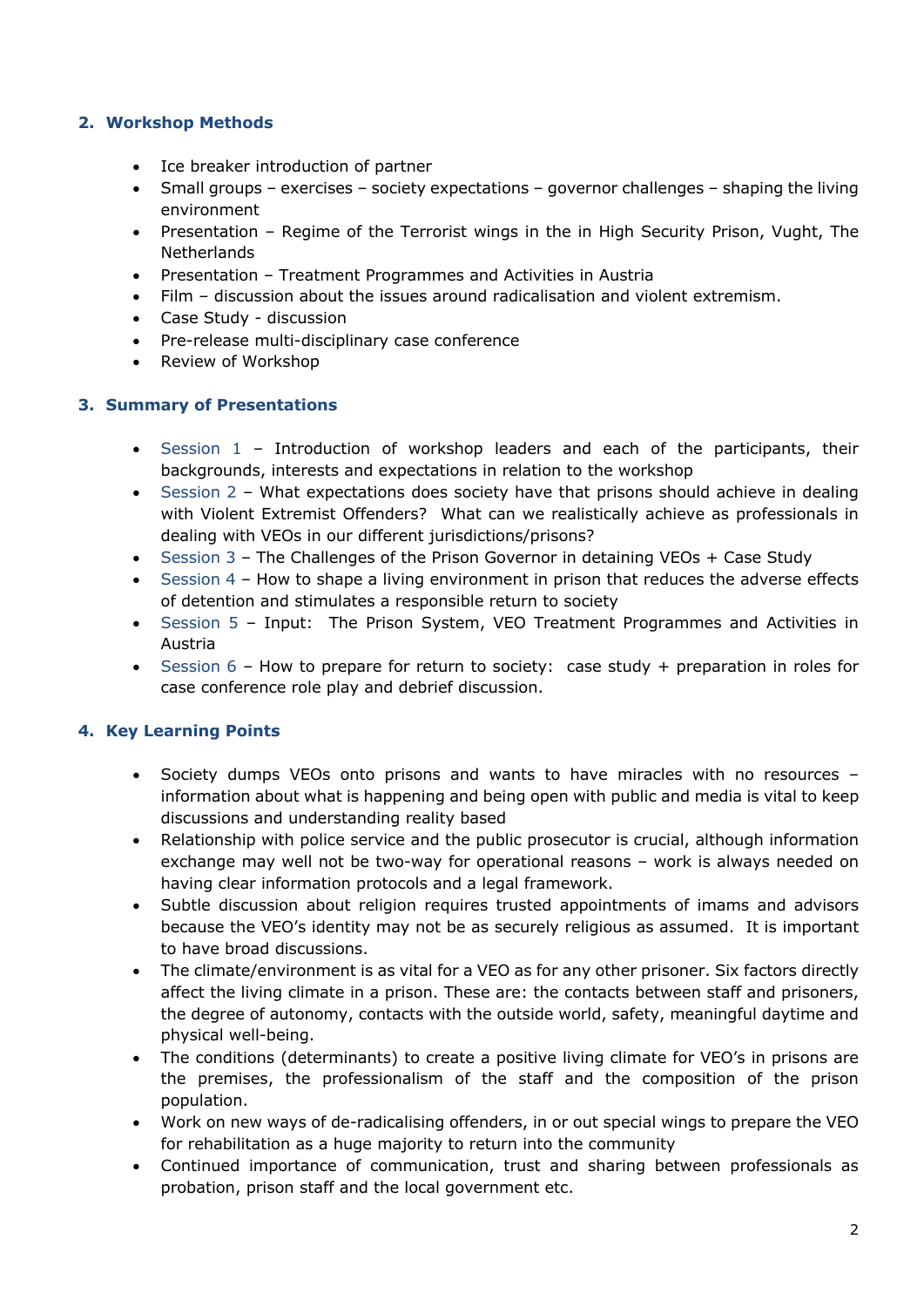## 2. Workshop Methods

- Ice breaker introduction of partner
- Small groups – exercises – society expectations – governor challenges – shaping the living environment
- Presentation – Regime of the Terrorist wings in the in High Security Prison, Vught, The Netherlands
- Presentation – Treatment Programmes and Activities in Austria
- Film – discussion about the issues around radicalisation and violent extremism.
- Case Study - discussion
- Pre-release multi-disciplinary case conference
- Review of Workshop

## 3. Summary of Presentations

- Session 1 – Introduction of workshop leaders and each of the participants, their backgrounds, interests and expectations in relation to the workshop
- Session 2 – What expectations does society have that prisons should achieve in dealing with Violent Extremist Offenders? What can we realistically achieve as professionals in dealing with VEOs in our different jurisdictions/prisons?
- Session 3 – The Challenges of the Prison Governor in detaining VEOs + Case Study
- Session 4 – How to shape a living environment in prison that reduces the adverse effects of detention and stimulates a responsible return to society
- Session 5 – Input: The Prison System, VEO Treatment Programmes and Activities in Austria
- Session 6 – How to prepare for return to society: case study + preparation in roles for case conference role play and debrief discussion.

## 4. Key Learning Points

- Society dumps VEOs onto prisons and wants to have miracles with no resources – information about what is happening and being open with public and media is vital to keep discussions and understanding reality based
- Relationship with police service and the public prosecutor is crucial, although information exchange may well not be two-way for operational reasons – work is always needed on having clear information protocols and a legal framework.
- Subtle discussion about religion requires trusted appointments of imams and advisors because the VEO's identity may not be as securely religious as assumed. It is important to have broad discussions.
- The climate/environment is as vital for a VEO as for any other prisoner. Six factors directly affect the living climate in a prison. These are: the contacts between staff and prisoners, the degree of autonomy, contacts with the outside world, safety, meaningful daytime and physical well-being.
- The conditions (determinants) to create a positive living climate for VEO's in prisons are the premises, the professionalism of the staff and the composition of the prison population.
- Work on new ways of de-radicalising offenders, in or out special wings to prepare the VEO for rehabilitation as a huge majority to return into the community
- Continued importance of communication, trust and sharing between professionals as probation, prison staff and the local government etc.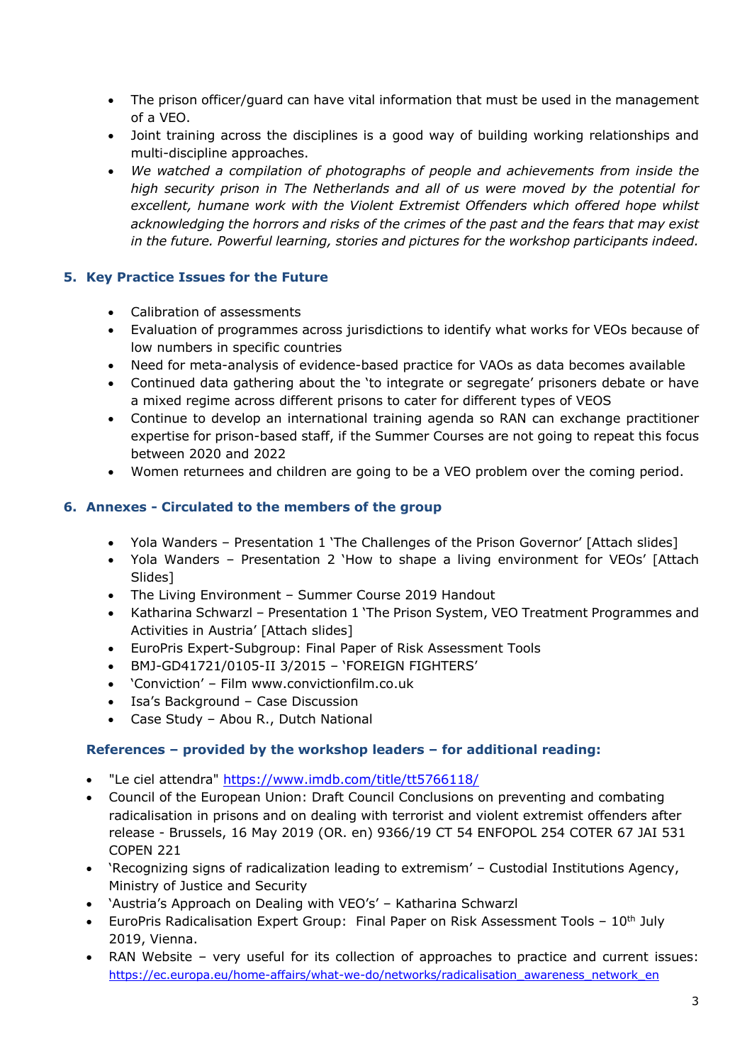- The prison officer/guard can have vital information that must be used in the management of a VEO.
- Joint training across the disciplines is a good way of building working relationships and multi-discipline approaches.
- *We watched a compilation of photographs of people and achievements from inside the high security prison in The Netherlands and all of us were moved by the potential for excellent, humane work with the Violent Extremist Offenders which offered hope whilst acknowledging the horrors and risks of the crimes of the past and the fears that may exist in the future. Powerful learning, stories and pictures for the workshop participants indeed.*

## 5. Key Practice Issues for the Future

- Calibration of assessments
- Evaluation of programmes across jurisdictions to identify what works for VEOs because of low numbers in specific countries
- Need for meta-analysis of evidence-based practice for VAOs as data becomes available
- Continued data gathering about the 'to integrate or segregate' prisoners debate or have a mixed regime across different prisons to cater for different types of VEOS
- Continue to develop an international training agenda so RAN can exchange practitioner expertise for prison-based staff, if the Summer Courses are not going to repeat this focus between 2020 and 2022
- Women returnees and children are going to be a VEO problem over the coming period.

## 6. Annexes - Circulated to the members of the group

- Yola Wanders – Presentation 1 'The Challenges of the Prison Governor' [Attach slides]
- Yola Wanders – Presentation 2 'How to shape a living environment for VEOs' [Attach Slides]
- The Living Environment – Summer Course 2019 Handout
- Katharina Schwarzl – Presentation 1 'The Prison System, VEO Treatment Programmes and Activities in Austria' [Attach slides]
- EuroPris Expert-Subgroup: Final Paper of Risk Assessment Tools
- BMJ-GD41721/0105-II 3/2015 – 'FOREIGN FIGHTERS'
- 'Conviction' – Film www.convictionfilm.co.uk
- Isa's Background – Case Discussion
- Case Study – Abou R., Dutch National

### References – provided by the workshop leaders – for additional reading:

- "Le ciel attendra" https://www.imdb.com/title/tt5766118/
- Council of the European Union: Draft Council Conclusions on preventing and combating radicalisation in prisons and on dealing with terrorist and violent extremist offenders after release - Brussels, 16 May 2019 (OR. en) 9366/19 CT 54 ENFOPOL 254 COTER 67 JAI 531 COPEN 221
- 'Recognizing signs of radicalization leading to extremism' – Custodial Institutions Agency, Ministry of Justice and Security
- 'Austria's Approach on Dealing with VEO's' – Katharina Schwarzl
- EuroPris Radicalisation Expert Group: Final Paper on Risk Assessment Tools – 10th July 2019, Vienna.
- RAN Website – very useful for its collection of approaches to practice and current issues: https://ec.europa.eu/home-affairs/what-we-do/networks/radicalisation_awareness_network_en